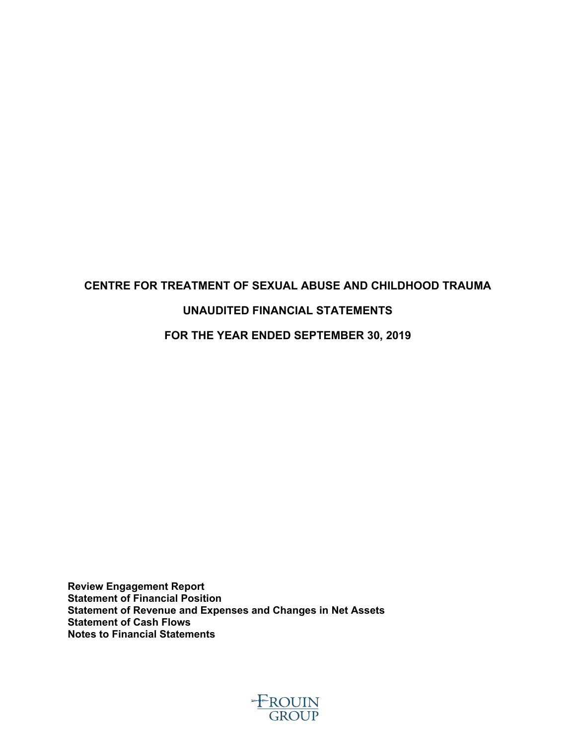# CENTRE FOR TREATMENT OF SEXUAL ABUSE AND CHILDHOOD TRAUMA

## UNAUDITED FINANCIAL STATEMENTS

## FOR THE YEAR ENDED SEPTEMBER 30, 2019

**Review Engagement Report**
**Statement of Financial Position**
**Statement of Revenue and Expenses and Changes in Net Assets**
**Statement of Cash Flows**
**Notes to Financial Statements**

FROUIN GROUP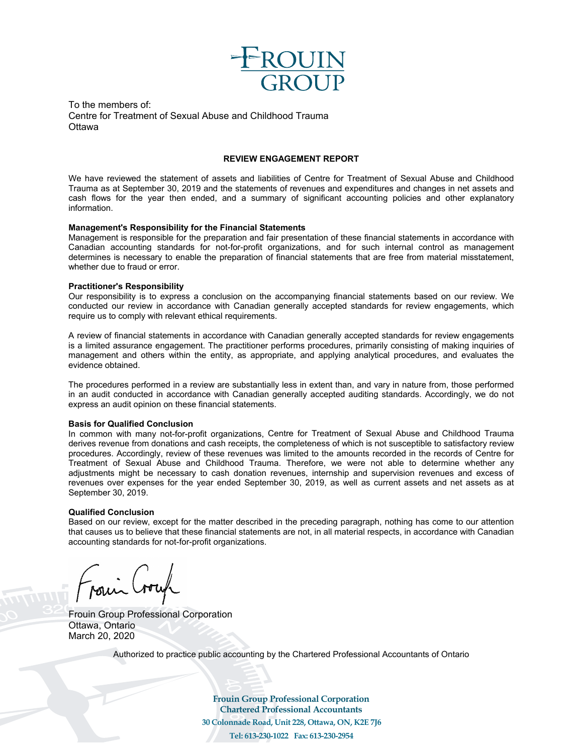To the members of:
Centre for Treatment of Sexual Abuse and Childhood Trauma
Ottawa

## REVIEW ENGAGEMENT REPORT

We have reviewed the statement of assets and liabilities of Centre for Treatment of Sexual Abuse and Childhood Trauma as at September 30, 2019 and the statements of revenues and expenditures and changes in net assets and cash flows for the year then ended, and a summary of significant accounting policies and other explanatory information.

**Management's Responsibility for the Financial Statements**
Management is responsible for the preparation and fair presentation of these financial statements in accordance with Canadian accounting standards for not-for-profit organizations, and for such internal control as management determines is necessary to enable the preparation of financial statements that are free from material misstatement, whether due to fraud or error.

**Practitioner's Responsibility**
Our responsibility is to express a conclusion on the accompanying financial statements based on our review. We conducted our review in accordance with Canadian generally accepted standards for review engagements, which require us to comply with relevant ethical requirements.

A review of financial statements in accordance with Canadian generally accepted standards for review engagements is a limited assurance engagement. The practitioner performs procedures, primarily consisting of making inquiries of management and others within the entity, as appropriate, and applying analytical procedures, and evaluates the evidence obtained.

The procedures performed in a review are substantially less in extent than, and vary in nature from, those performed in an audit conducted in accordance with Canadian generally accepted auditing standards. Accordingly, we do not express an audit opinion on these financial statements.

**Basis for Qualified Conclusion**
In common with many not-for-profit organizations, Centre for Treatment of Sexual Abuse and Childhood Trauma derives revenue from donations and cash receipts, the completeness of which is not susceptible to satisfactory review procedures. Accordingly, review of these revenues was limited to the amounts recorded in the records of Centre for Treatment of Sexual Abuse and Childhood Trauma. Therefore, we were not able to determine whether any adjustments might be necessary to cash donation revenues, internship and supervision revenues and excess of revenues over expenses for the year ended September 30, 2019, as well as current assets and net assets as at September 30, 2019.

**Qualified Conclusion**
Based on our review, except for the matter described in the preceding paragraph, nothing has come to our attention that causes us to believe that these financial statements are not, in all material respects, in accordance with Canadian accounting standards for not-for-profit organizations.

Frouin Group Professional Corporation
Ottawa, Ontario
March 20, 2020

Authorized to practice public accounting by the Chartered Professional Accountants of Ontario

**Frouin Group Professional Corporation**
**Chartered Professional Accountants**
**30 Colonnade Road, Unit 228, Ottawa, ON, K2E 7J6**
**Tel: 613-230-1022 Fax: 613-230-2954**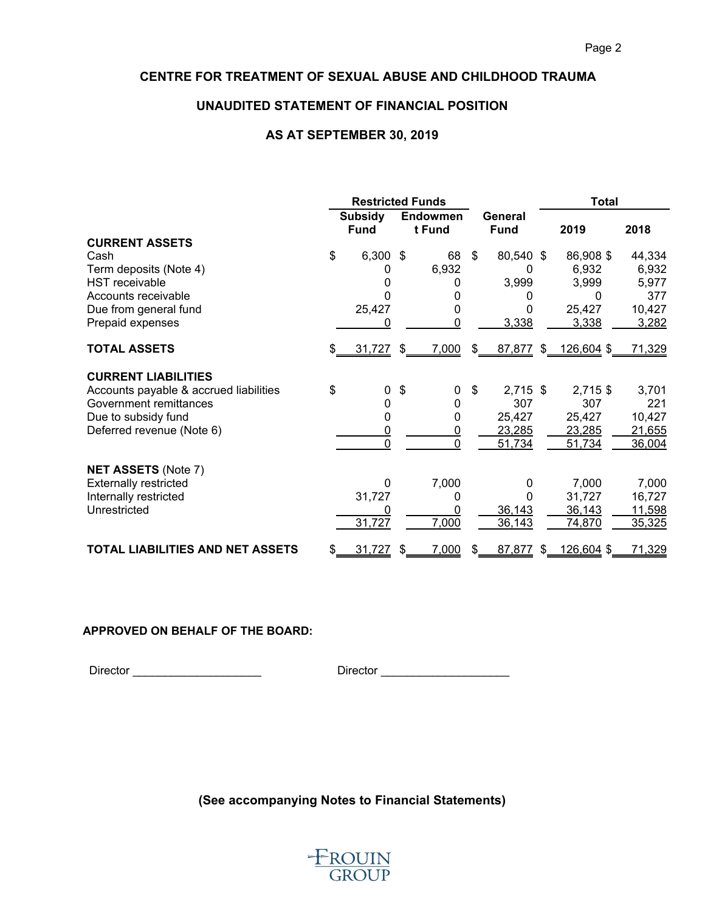# CENTRE FOR TREATMENT OF SEXUAL ABUSE AND CHILDHOOD TRAUMA

## UNAUDITED STATEMENT OF FINANCIAL POSITION

## AS AT SEPTEMBER 30, 2019

| | Restricted Funds | | | Total | |
|---|---|---|---|---|---|
| | Subsidy Fund | Endowment Fund | General Fund | 2019 | 2018 |
| **CURRENT ASSETS** | | | | | |
| Cash | $ 6,300 | $ 68 | $ 80,540 | $ 86,908 | $ 44,334 |
| Term deposits (Note 4) | 0 | 6,932 | 0 | 6,932 | 6,932 |
| HST receivable | 0 | 0 | 3,999 | 3,999 | 5,977 |
| Accounts receivable | 0 | 0 | 0 | 0 | 377 |
| Due from general fund | 25,427 | 0 | 0 | 25,427 | 10,427 |
| Prepaid expenses | 0 | 0 | 3,338 | 3,338 | 3,282 |
| **TOTAL ASSETS** | $ 31,727 | $ 7,000 | $ 87,877 | $ 126,604 | $ 71,329 |
| **CURRENT LIABILITIES** | | | | | |
| Accounts payable & accrued liabilities | $ 0 | $ 0 | $ 2,715 | $ 2,715 | $ 3,701 |
| Government remittances | 0 | 0 | 307 | 307 | 221 |
| Due to subsidy fund | 0 | 0 | 25,427 | 25,427 | 10,427 |
| Deferred revenue (Note 6) | 0 | 0 | 23,285 | 23,285 | 21,655 |
| | 0 | 0 | 51,734 | 51,734 | 36,004 |
| **NET ASSETS** (Note 7) | | | | | |
| Externally restricted | 0 | 7,000 | 0 | 7,000 | 7,000 |
| Internally restricted | 31,727 | 0 | 0 | 31,727 | 16,727 |
| Unrestricted | 0 | 0 | 36,143 | 36,143 | 11,598 |
| | 31,727 | 7,000 | 36,143 | 74,870 | 35,325 |
| **TOTAL LIABILITIES AND NET ASSETS** | $ 31,727 | $ 7,000 | $ 87,877 | $ 126,604 | $ 71,329 |

**APPROVED ON BEHALF OF THE BOARD:**

Director ____________________ Director ____________________

**(See accompanying Notes to Financial Statements)**

FROUIN GROUP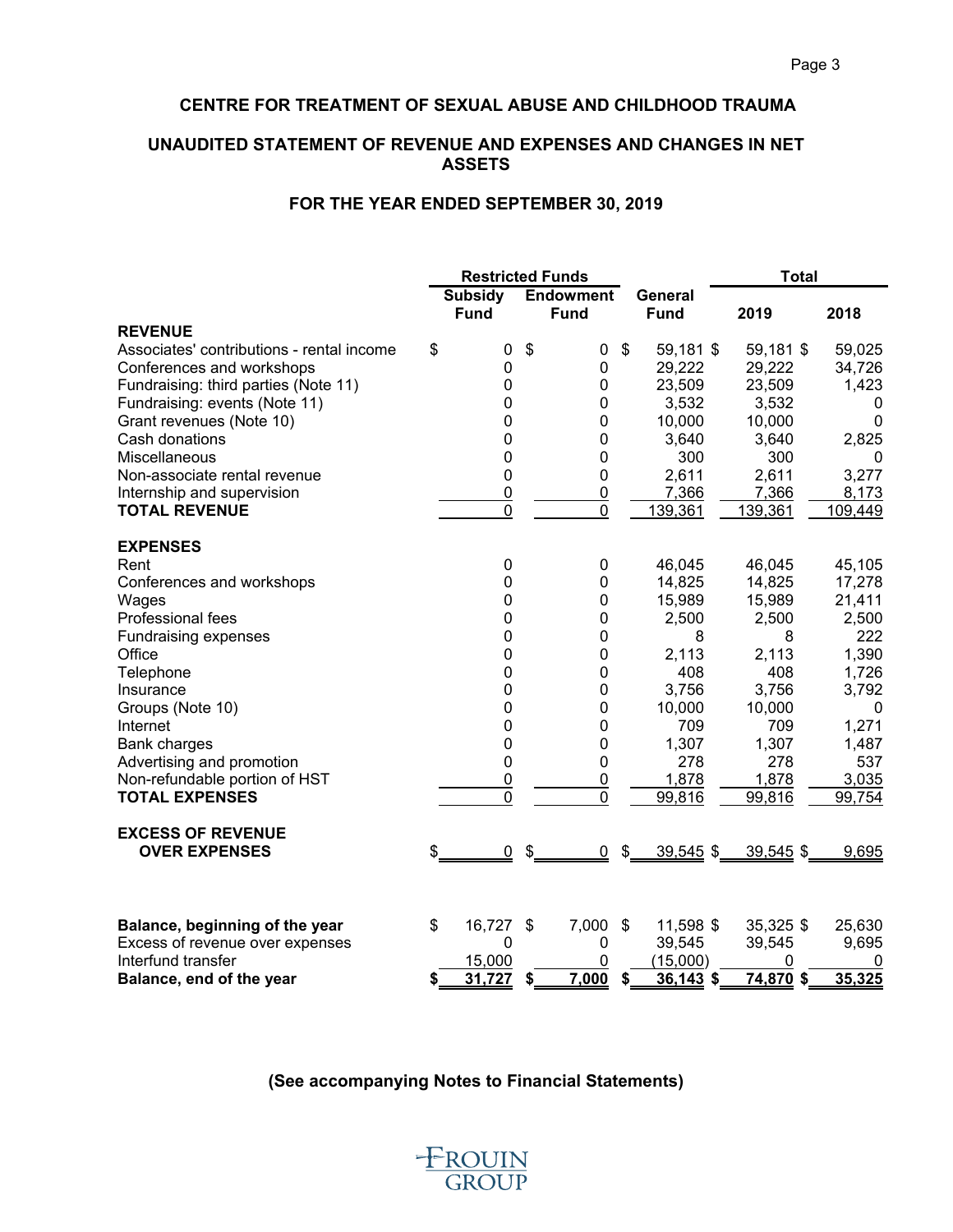## CENTRE FOR TREATMENT OF SEXUAL ABUSE AND CHILDHOOD TRAUMA

## UNAUDITED STATEMENT OF REVENUE AND EXPENSES AND CHANGES IN NET ASSETS

### FOR THE YEAR ENDED SEPTEMBER 30, 2019

| | Restricted Funds | | | Total | |
|---|---|---|---|---|---|
| | Subsidy Fund | Endowment Fund | General Fund | 2019 | 2018 |
| **REVENUE** | | | | | |
| Associates' contributions - rental income | $ 0 | $ 0 | $ 59,181 | $ 59,181 | $ 59,025 |
| Conferences and workshops | 0 | 0 | 29,222 | 29,222 | 34,726 |
| Fundraising: third parties (Note 11) | 0 | 0 | 23,509 | 23,509 | 1,423 |
| Fundraising: events (Note 11) | 0 | 0 | 3,532 | 3,532 | 0 |
| Grant revenues (Note 10) | 0 | 0 | 10,000 | 10,000 | 0 |
| Cash donations | 0 | 0 | 3,640 | 3,640 | 2,825 |
| Miscellaneous | 0 | 0 | 300 | 300 | 0 |
| Non-associate rental revenue | 0 | 0 | 2,611 | 2,611 | 3,277 |
| Internship and supervision | 0 | 0 | 7,366 | 7,366 | 8,173 |
| **TOTAL REVENUE** | 0 | 0 | 139,361 | 139,361 | 109,449 |
| **EXPENSES** | | | | | |
| Rent | 0 | 0 | 46,045 | 46,045 | 45,105 |
| Conferences and workshops | 0 | 0 | 14,825 | 14,825 | 17,278 |
| Wages | 0 | 0 | 15,989 | 15,989 | 21,411 |
| Professional fees | 0 | 0 | 2,500 | 2,500 | 2,500 |
| Fundraising expenses | 0 | 0 | 8 | 8 | 222 |
| Office | 0 | 0 | 2,113 | 2,113 | 1,390 |
| Telephone | 0 | 0 | 408 | 408 | 1,726 |
| Insurance | 0 | 0 | 3,756 | 3,756 | 3,792 |
| Groups (Note 10) | 0 | 0 | 10,000 | 10,000 | 0 |
| Internet | 0 | 0 | 709 | 709 | 1,271 |
| Bank charges | 0 | 0 | 1,307 | 1,307 | 1,487 |
| Advertising and promotion | 0 | 0 | 278 | 278 | 537 |
| Non-refundable portion of HST | 0 | 0 | 1,878 | 1,878 | 3,035 |
| **TOTAL EXPENSES** | 0 | 0 | 99,816 | 99,816 | 99,754 |
| **EXCESS OF REVENUE OVER EXPENSES** | $ 0 | $ 0 | $ 39,545 | $ 39,545 | $ 9,695 |
| | | | | | |
| **Balance, beginning of the year** | $ 16,727 | $ 7,000 | $ 11,598 | $ 35,325 | $ 25,630 |
| Excess of revenue over expenses | 0 | 0 | 39,545 | 39,545 | 9,695 |
| Interfund transfer | 15,000 | 0 | (15,000) | 0 | 0 |
| **Balance, end of the year** | **$ 31,727** | **$ 7,000** | **$ 36,143** | **$ 74,870** | **$ 35,325** |

**(See accompanying Notes to Financial Statements)**

FROUIN GROUP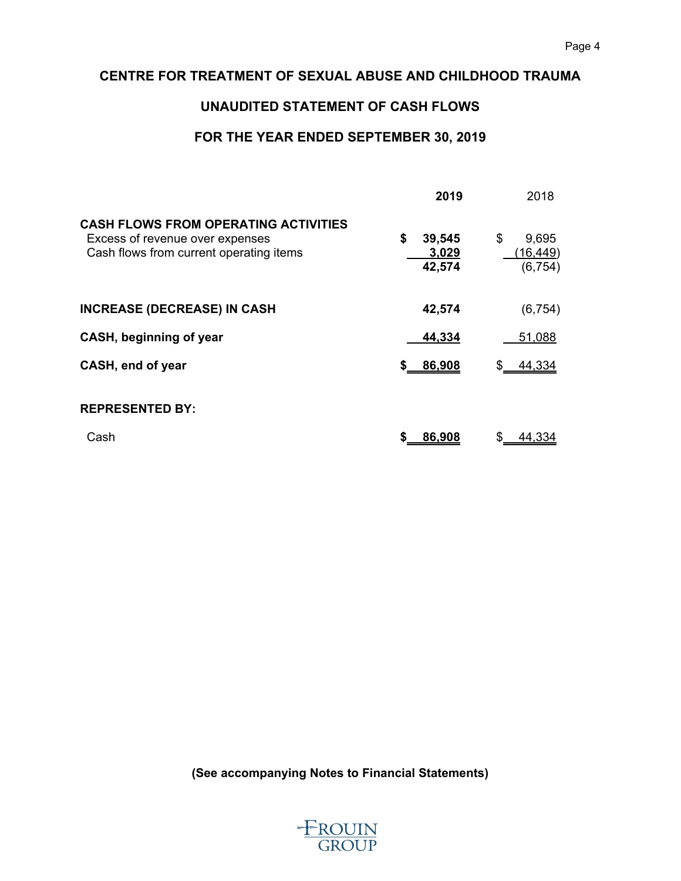# CENTRE FOR TREATMENT OF SEXUAL ABUSE AND CHILDHOOD TRAUMA

## UNAUDITED STATEMENT OF CASH FLOWS

## FOR THE YEAR ENDED SEPTEMBER 30, 2019

| | **2019** | 2018 |
|---|---|---|
| **CASH FLOWS FROM OPERATING ACTIVITIES** | | |
| Excess of revenue over expenses | **$ 39,545** | $ 9,695 |
| Cash flows from current operating items | **3,029** | (16,449) |
| | **42,574** | (6,754) |
| **INCREASE (DECREASE) IN CASH** | **42,574** | (6,754) |
| **CASH, beginning of year** | **44,334** | 51,088 |
| **CASH, end of year** | **$ 86,908** | $ 44,334 |
| **REPRESENTED BY:** | | |
| Cash | **$ 86,908** | $ 44,334 |

**(See accompanying Notes to Financial Statements)**

FROUIN GROUP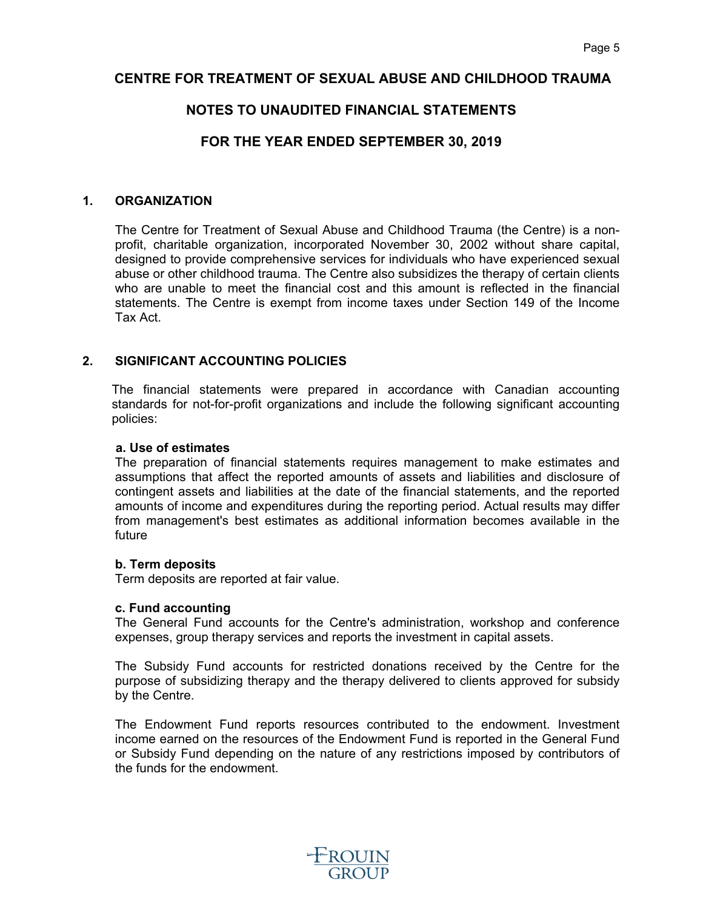# CENTRE FOR TREATMENT OF SEXUAL ABUSE AND CHILDHOOD TRAUMA

## NOTES TO UNAUDITED FINANCIAL STATEMENTS

## FOR THE YEAR ENDED SEPTEMBER 30, 2019

### 1. ORGANIZATION

The Centre for Treatment of Sexual Abuse and Childhood Trauma (the Centre) is a non-profit, charitable organization, incorporated November 30, 2002 without share capital, designed to provide comprehensive services for individuals who have experienced sexual abuse or other childhood trauma. The Centre also subsidizes the therapy of certain clients who are unable to meet the financial cost and this amount is reflected in the financial statements. The Centre is exempt from income taxes under Section 149 of the Income Tax Act.

### 2. SIGNIFICANT ACCOUNTING POLICIES

The financial statements were prepared in accordance with Canadian accounting standards for not-for-profit organizations and include the following significant accounting policies:

**a. Use of estimates**
The preparation of financial statements requires management to make estimates and assumptions that affect the reported amounts of assets and liabilities and disclosure of contingent assets and liabilities at the date of the financial statements, and the reported amounts of income and expenditures during the reporting period. Actual results may differ from management's best estimates as additional information becomes available in the future

**b. Term deposits**
Term deposits are reported at fair value.

**c. Fund accounting**
The General Fund accounts for the Centre's administration, workshop and conference expenses, group therapy services and reports the investment in capital assets.

The Subsidy Fund accounts for restricted donations received by the Centre for the purpose of subsidizing therapy and the therapy delivered to clients approved for subsidy by the Centre.

The Endowment Fund reports resources contributed to the endowment. Investment income earned on the resources of the Endowment Fund is reported in the General Fund or Subsidy Fund depending on the nature of any restrictions imposed by contributors of the funds for the endowment.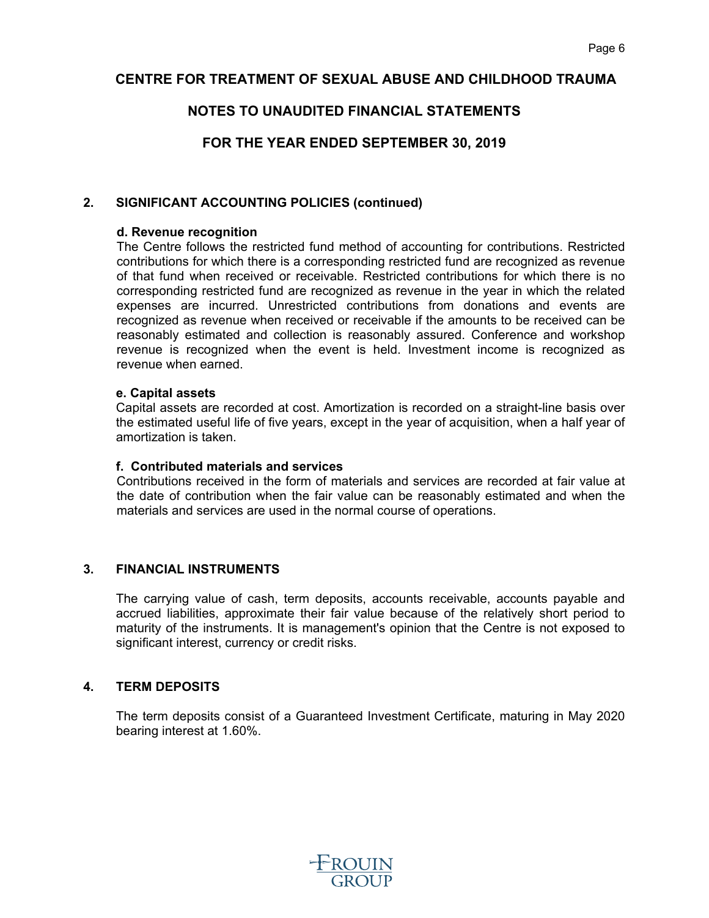# CENTRE FOR TREATMENT OF SEXUAL ABUSE AND CHILDHOOD TRAUMA

## NOTES TO UNAUDITED FINANCIAL STATEMENTS

## FOR THE YEAR ENDED SEPTEMBER 30, 2019

### 2. SIGNIFICANT ACCOUNTING POLICIES (continued)

**d. Revenue recognition**

The Centre follows the restricted fund method of accounting for contributions. Restricted contributions for which there is a corresponding restricted fund are recognized as revenue of that fund when received or receivable. Restricted contributions for which there is no corresponding restricted fund are recognized as revenue in the year in which the related expenses are incurred. Unrestricted contributions from donations and events are recognized as revenue when received or receivable if the amounts to be received can be reasonably estimated and collection is reasonably assured. Conference and workshop revenue is recognized when the event is held. Investment income is recognized as revenue when earned.

**e. Capital assets**

Capital assets are recorded at cost. Amortization is recorded on a straight-line basis over the estimated useful life of five years, except in the year of acquisition, when a half year of amortization is taken.

**f. Contributed materials and services**

Contributions received in the form of materials and services are recorded at fair value at the date of contribution when the fair value can be reasonably estimated and when the materials and services are used in the normal course of operations.

### 3. FINANCIAL INSTRUMENTS

The carrying value of cash, term deposits, accounts receivable, accounts payable and accrued liabilities, approximate their fair value because of the relatively short period to maturity of the instruments. It is management's opinion that the Centre is not exposed to significant interest, currency or credit risks.

### 4. TERM DEPOSITS

The term deposits consist of a Guaranteed Investment Certificate, maturing in May 2020 bearing interest at 1.60%.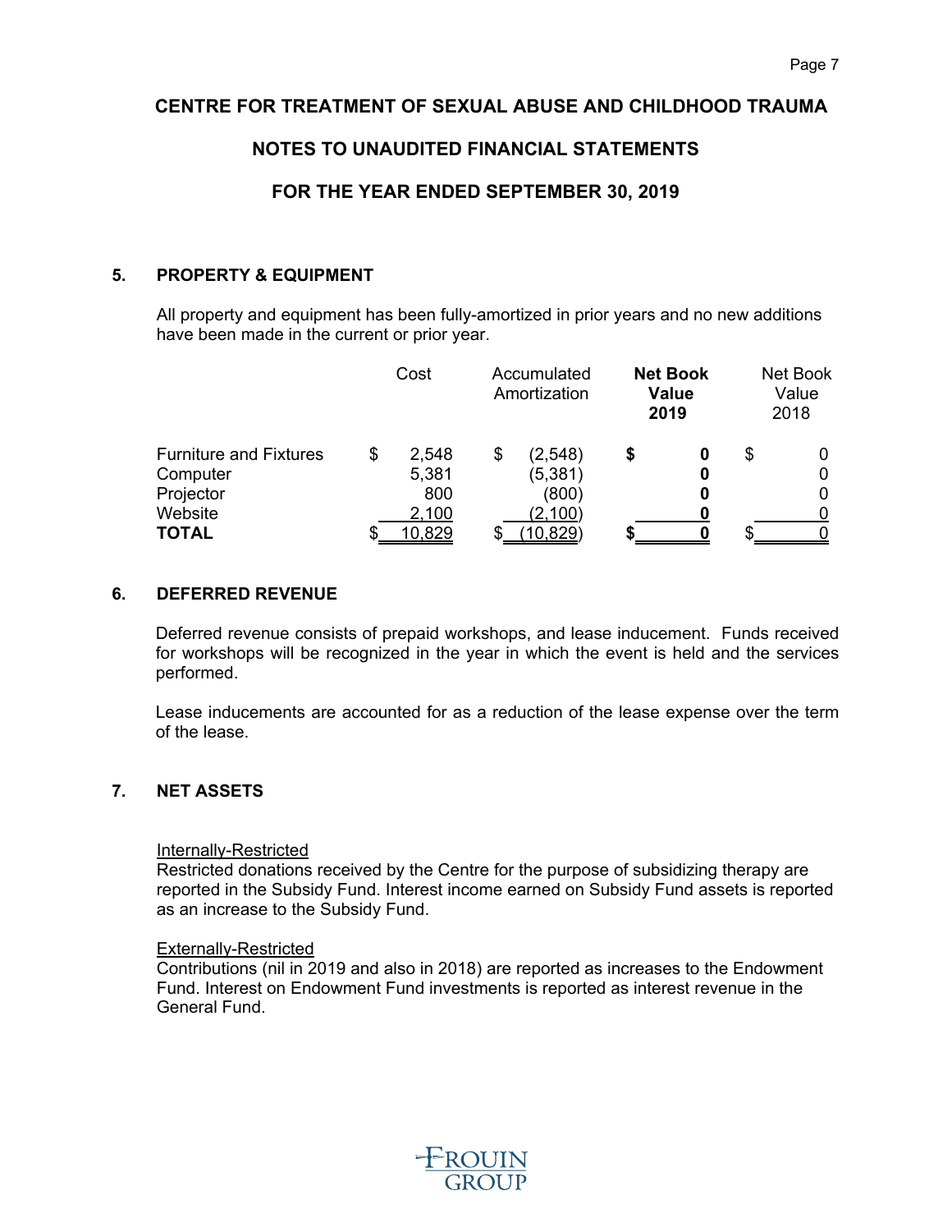# CENTRE FOR TREATMENT OF SEXUAL ABUSE AND CHILDHOOD TRAUMA

## NOTES TO UNAUDITED FINANCIAL STATEMENTS

## FOR THE YEAR ENDED SEPTEMBER 30, 2019

### 5. PROPERTY & EQUIPMENT

All property and equipment has been fully-amortized in prior years and no new additions have been made in the current or prior year.

| | Cost | Accumulated Amortization | **Net Book Value 2019** | Net Book Value 2018 |
|---|---|---|---|---|
| Furniture and Fixtures | $ 2,548 | $ (2,548) | **$ 0** | $ 0 |
| Computer | 5,381 | (5,381) | **0** | 0 |
| Projector | 800 | (800) | **0** | 0 |
| Website | 2,100 | (2,100) | **0** | 0 |
| **TOTAL** | $ 10,829 | $ (10,829) | **$ 0** | $ 0 |

### 6. DEFERRED REVENUE

Deferred revenue consists of prepaid workshops, and lease inducement. Funds received for workshops will be recognized in the year in which the event is held and the services performed.

Lease inducements are accounted for as a reduction of the lease expense over the term of the lease.

### 7. NET ASSETS

Internally-Restricted
Restricted donations received by the Centre for the purpose of subsidizing therapy are reported in the Subsidy Fund. Interest income earned on Subsidy Fund assets is reported as an increase to the Subsidy Fund.

Externally-Restricted
Contributions (nil in 2019 and also in 2018) are reported as increases to the Endowment Fund. Interest on Endowment Fund investments is reported as interest revenue in the General Fund.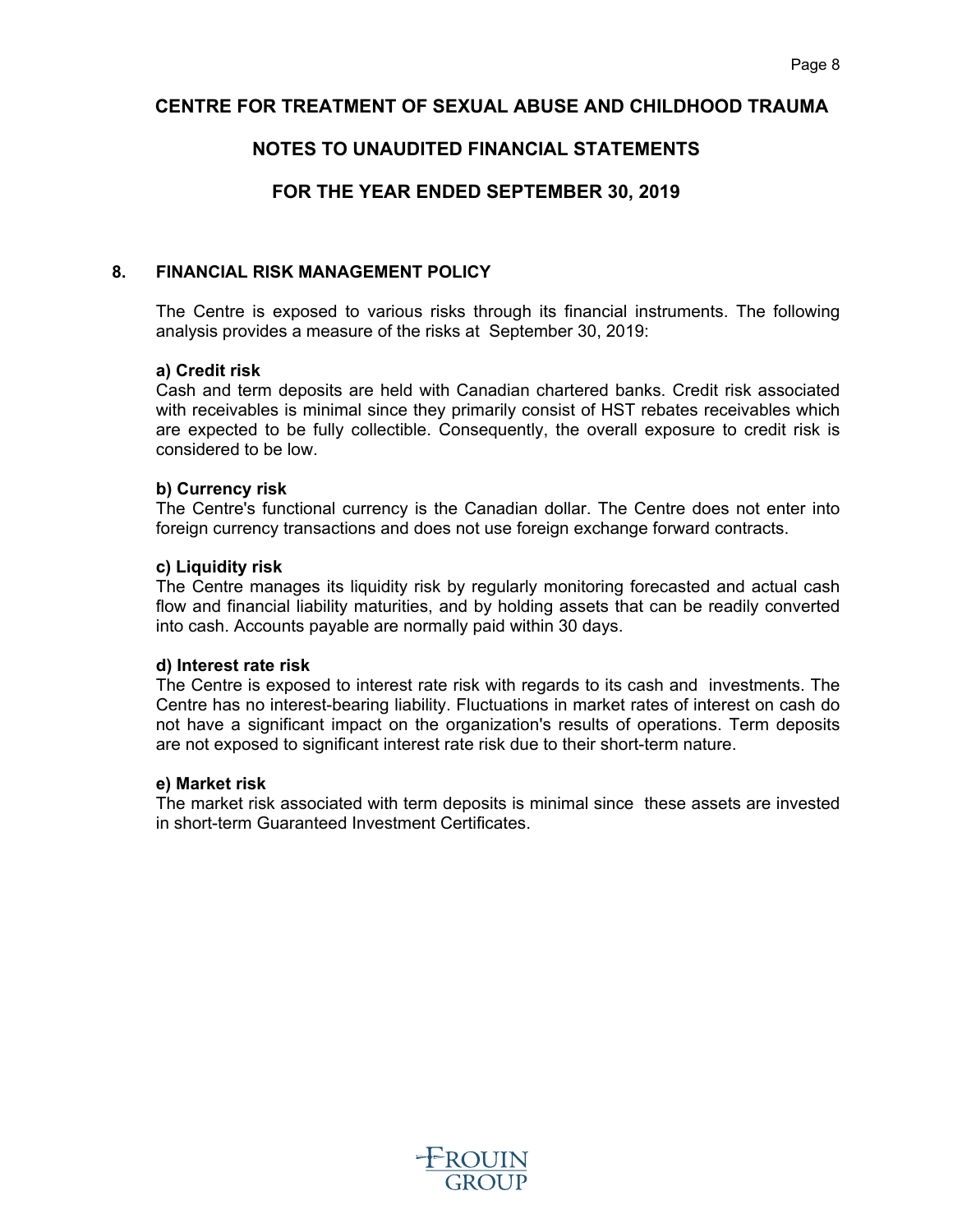# CENTRE FOR TREATMENT OF SEXUAL ABUSE AND CHILDHOOD TRAUMA

## NOTES TO UNAUDITED FINANCIAL STATEMENTS

## FOR THE YEAR ENDED SEPTEMBER 30, 2019

### 8. FINANCIAL RISK MANAGEMENT POLICY

The Centre is exposed to various risks through its financial instruments. The following analysis provides a measure of the risks at September 30, 2019:

**a) Credit risk**
Cash and term deposits are held with Canadian chartered banks. Credit risk associated with receivables is minimal since they primarily consist of HST rebates receivables which are expected to be fully collectible. Consequently, the overall exposure to credit risk is considered to be low.

**b) Currency risk**
The Centre's functional currency is the Canadian dollar. The Centre does not enter into foreign currency transactions and does not use foreign exchange forward contracts.

**c) Liquidity risk**
The Centre manages its liquidity risk by regularly monitoring forecasted and actual cash flow and financial liability maturities, and by holding assets that can be readily converted into cash. Accounts payable are normally paid within 30 days.

**d) Interest rate risk**
The Centre is exposed to interest rate risk with regards to its cash and investments. The Centre has no interest-bearing liability. Fluctuations in market rates of interest on cash do not have a significant impact on the organization's results of operations. Term deposits are not exposed to significant interest rate risk due to their short-term nature.

**e) Market risk**
The market risk associated with term deposits is minimal since these assets are invested in short-term Guaranteed Investment Certificates.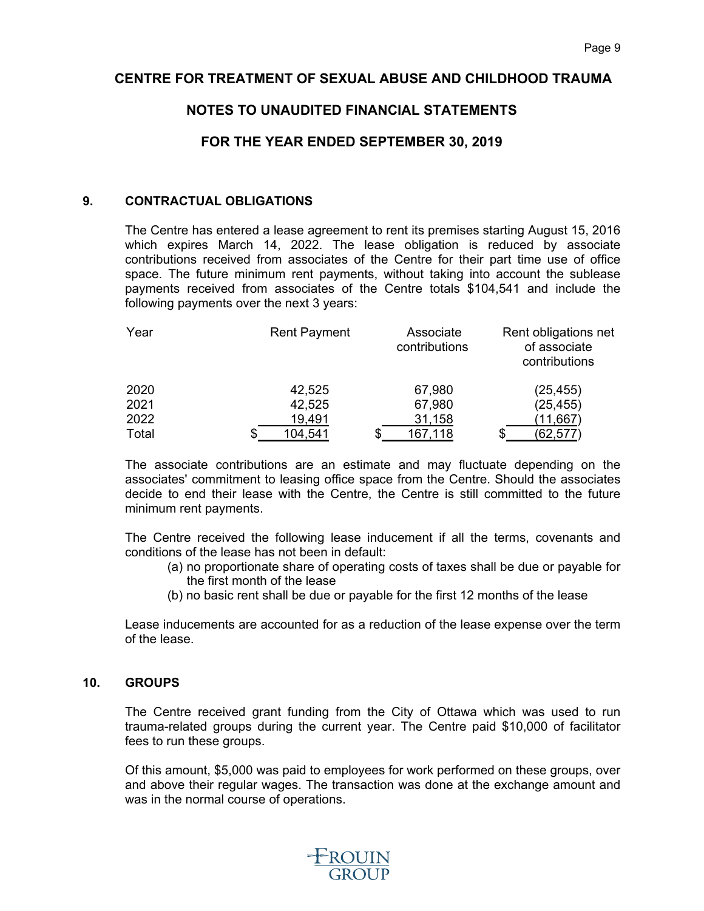# CENTRE FOR TREATMENT OF SEXUAL ABUSE AND CHILDHOOD TRAUMA

## NOTES TO UNAUDITED FINANCIAL STATEMENTS

## FOR THE YEAR ENDED SEPTEMBER 30, 2019

### 9. CONTRACTUAL OBLIGATIONS

The Centre has entered a lease agreement to rent its premises starting August 15, 2016 which expires March 14, 2022. The lease obligation is reduced by associate contributions received from associates of the Centre for their part time use of office space. The future minimum rent payments, without taking into account the sublease payments received from associates of the Centre totals $104,541 and include the following payments over the next 3 years:

| Year | Rent Payment | Associate contributions | Rent obligations net of associate contributions |
|---|---|---|---|
| 2020 | 42,525 | 67,980 | (25,455) |
| 2021 | 42,525 | 67,980 | (25,455) |
| 2022 | 19,491 | 31,158 | (11,667) |
| Total | $ 104,541 | $ 167,118 | $ (62,577) |

The associate contributions are an estimate and may fluctuate depending on the associates' commitment to leasing office space from the Centre. Should the associates decide to end their lease with the Centre, the Centre is still committed to the future minimum rent payments.

The Centre received the following lease inducement if all the terms, covenants and conditions of the lease has not been in default:

(a) no proportionate share of operating costs of taxes shall be due or payable for the first month of the lease
(b) no basic rent shall be due or payable for the first 12 months of the lease

Lease inducements are accounted for as a reduction of the lease expense over the term of the lease.

### 10. GROUPS

The Centre received grant funding from the City of Ottawa which was used to run trauma-related groups during the current year. The Centre paid $10,000 of facilitator fees to run these groups.

Of this amount, $5,000 was paid to employees for work performed on these groups, over and above their regular wages. The transaction was done at the exchange amount and was in the normal course of operations.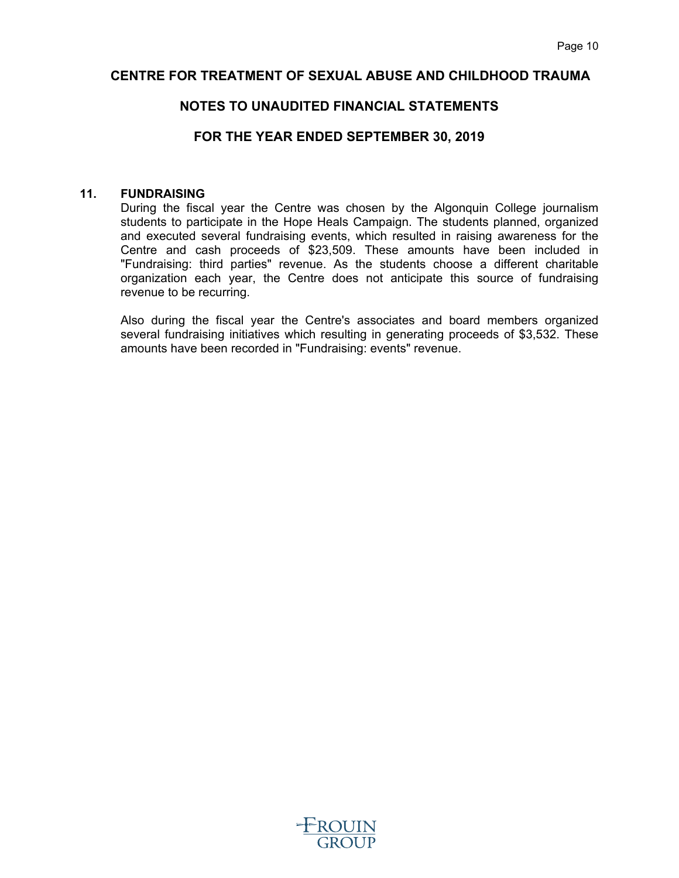## 11. FUNDRAISING

During the fiscal year the Centre was chosen by the Algonquin College journalism students to participate in the Hope Heals Campaign. The students planned, organized and executed several fundraising events, which resulted in raising awareness for the Centre and cash proceeds of $23,509. These amounts have been included in "Fundraising: third parties" revenue. As the students choose a different charitable organization each year, the Centre does not anticipate this source of fundraising revenue to be recurring.

Also during the fiscal year the Centre's associates and board members organized several fundraising initiatives which resulting in generating proceeds of $3,532. These amounts have been recorded in "Fundraising: events" revenue.